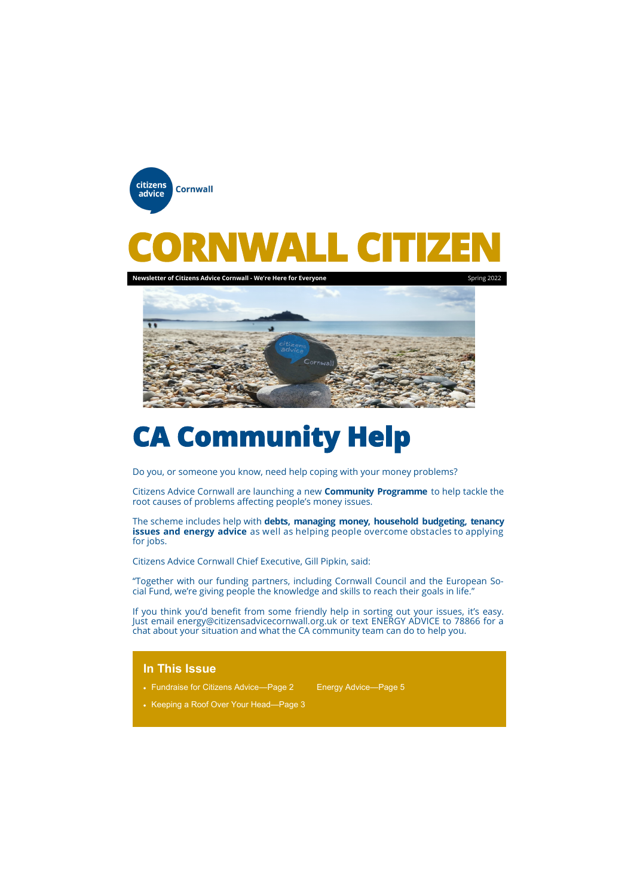citizens advice Cornwall

# CORNWALL CITIZEN

**Newsletter of Citizens Advice Cornwall - We're Here for Everyone** Spring 2022

# CA Community Help

Do you, or someone you know, need help coping with your money problems?

Citizens Advice Cornwall are launching a new **Community Programme** to help tackle the root causes of problems affecting people's money issues.

The scheme includes help with **debts, managing money, household budgeting, tenancy issues and energy advice** as well as helping people overcome obstacles to applying for jobs.

Citizens Advice Cornwall Chief Executive, Gill Pipkin, said:

"Together with our funding partners, including Cornwall Council and the European Social Fund, we're giving people the knowledge and skills to reach their goals in life."

If you think you'd benefit from some friendly help in sorting out your issues, it's easy. Just email energy@citizensadvicecornwall.org.uk or text ENERGY ADVICE to 78866 for a chat about your situation and what the CA community team can do to help you.

## In This Issue

- Fundraise for Citizens Advice—Page 2
- Keeping a Roof Over Your Head—Page 3
- Energy Advice—Page 5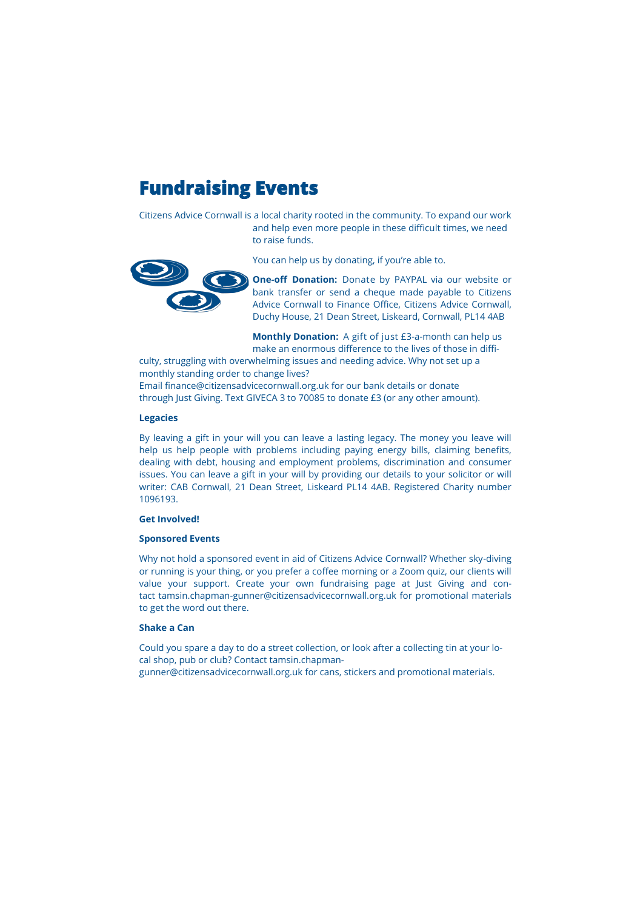# Fundraising Events

Citizens Advice Cornwall is a local charity rooted in the community. To expand our work and help even more people in these difficult times, we need to raise funds.

You can help us by donating, if you're able to.

**One-off Donation:** Donate by PAYPAL via our website or bank transfer or send a cheque made payable to Citizens Advice Cornwall to Finance Office, Citizens Advice Cornwall, Duchy House, 21 Dean Street, Liskeard, Cornwall, PL14 4AB

**Monthly Donation:** A gift of just £3-a-month can help us make an enormous difference to the lives of those in difficulty, struggling with overwhelming issues and needing advice. Why not set up a monthly standing order to change lives?
Email finance@citizensadvicecornwall.org.uk for our bank details or donate through Just Giving. Text GIVECA 3 to 70085 to donate £3 (or any other amount).

**Legacies**

By leaving a gift in your will you can leave a lasting legacy. The money you leave will help us help people with problems including paying energy bills, claiming benefits, dealing with debt, housing and employment problems, discrimination and consumer issues. You can leave a gift in your will by providing our details to your solicitor or will writer: CAB Cornwall, 21 Dean Street, Liskeard PL14 4AB. Registered Charity number 1096193.

**Get Involved!**

**Sponsored Events**

Why not hold a sponsored event in aid of Citizens Advice Cornwall? Whether sky-diving or running is your thing, or you prefer a coffee morning or a Zoom quiz, our clients will value your support. Create your own fundraising page at Just Giving and contact tamsin.chapman-gunner@citizensadvicecornwall.org.uk for promotional materials to get the word out there.

**Shake a Can**

Could you spare a day to do a street collection, or look after a collecting tin at your local shop, pub or club? Contact tamsin.chapman-gunner@citizensadvicecornwall.org.uk for cans, stickers and promotional materials.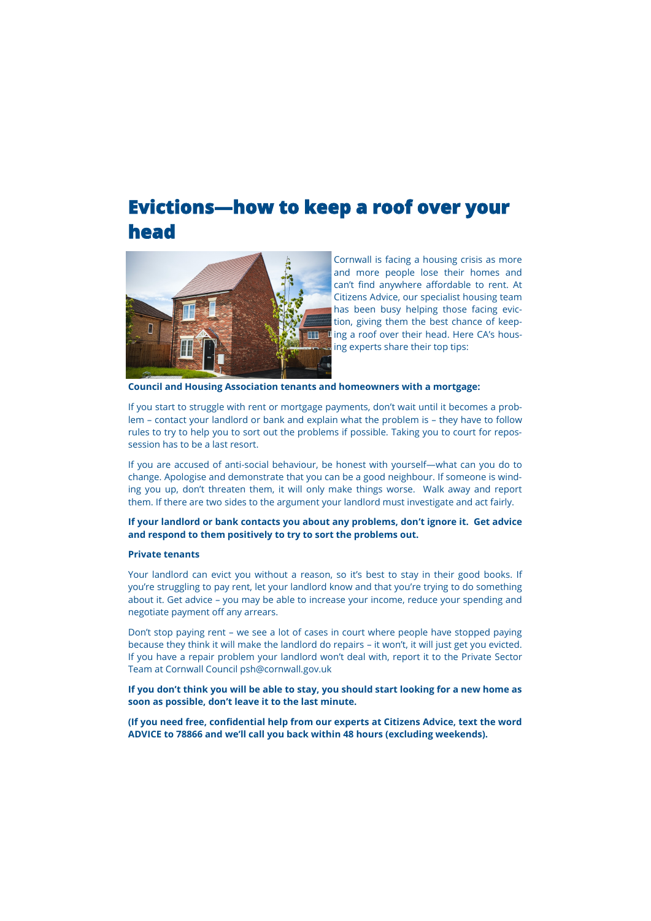# Evictions—how to keep a roof over your head

Cornwall is facing a housing crisis as more and more people lose their homes and can't find anywhere affordable to rent. At Citizens Advice, our specialist housing team has been busy helping those facing eviction, giving them the best chance of keeping a roof over their head. Here CA's housing experts share their top tips:

**Council and Housing Association tenants and homeowners with a mortgage:**

If you start to struggle with rent or mortgage payments, don't wait until it becomes a problem – contact your landlord or bank and explain what the problem is – they have to follow rules to try to help you to sort out the problems if possible. Taking you to court for repossession has to be a last resort.

If you are accused of anti-social behaviour, be honest with yourself—what can you do to change. Apologise and demonstrate that you can be a good neighbour. If someone is winding you up, don't threaten them, it will only make things worse. Walk away and report them. If there are two sides to the argument your landlord must investigate and act fairly.

**If your landlord or bank contacts you about any problems, don't ignore it. Get advice and respond to them positively to try to sort the problems out.**

**Private tenants**

Your landlord can evict you without a reason, so it's best to stay in their good books. If you're struggling to pay rent, let your landlord know and that you're trying to do something about it. Get advice – you may be able to increase your income, reduce your spending and negotiate payment off any arrears.

Don't stop paying rent – we see a lot of cases in court where people have stopped paying because they think it will make the landlord do repairs – it won't, it will just get you evicted. If you have a repair problem your landlord won't deal with, report it to the Private Sector Team at Cornwall Council psh@cornwall.gov.uk

**If you don't think you will be able to stay, you should start looking for a new home as soon as possible, don't leave it to the last minute.**

**(If you need free, confidential help from our experts at Citizens Advice, text the word ADVICE to 78866 and we'll call you back within 48 hours (excluding weekends).**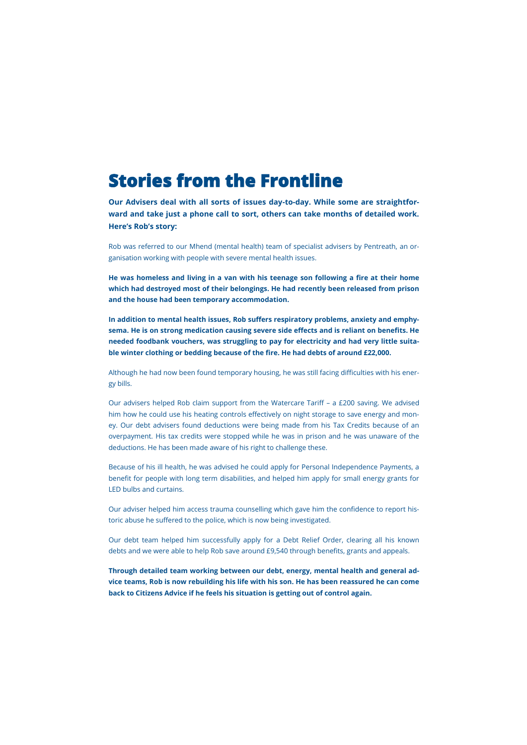# Stories from the Frontline

**Our Advisers deal with all sorts of issues day-to-day. While some are straightforward and take just a phone call to sort, others can take months of detailed work. Here's Rob's story:**

Rob was referred to our Mhend (mental health) team of specialist advisers by Pentreath, an organisation working with people with severe mental health issues.

**He was homeless and living in a van with his teenage son following a fire at their home which had destroyed most of their belongings. He had recently been released from prison and the house had been temporary accommodation.**

**In addition to mental health issues, Rob suffers respiratory problems, anxiety and emphysema. He is on strong medication causing severe side effects and is reliant on benefits. He needed foodbank vouchers, was struggling to pay for electricity and had very little suitable winter clothing or bedding because of the fire. He had debts of around £22,000.**

Although he had now been found temporary housing, he was still facing difficulties with his energy bills.

Our advisers helped Rob claim support from the Watercare Tariff – a £200 saving. We advised him how he could use his heating controls effectively on night storage to save energy and money. Our debt advisers found deductions were being made from his Tax Credits because of an overpayment. His tax credits were stopped while he was in prison and he was unaware of the deductions. He has been made aware of his right to challenge these.

Because of his ill health, he was advised he could apply for Personal Independence Payments, a benefit for people with long term disabilities, and helped him apply for small energy grants for LED bulbs and curtains.

Our adviser helped him access trauma counselling which gave him the confidence to report historic abuse he suffered to the police, which is now being investigated.

Our debt team helped him successfully apply for a Debt Relief Order, clearing all his known debts and we were able to help Rob save around £9,540 through benefits, grants and appeals.

**Through detailed team working between our debt, energy, mental health and general advice teams, Rob is now rebuilding his life with his son. He has been reassured he can come back to Citizens Advice if he feels his situation is getting out of control again.**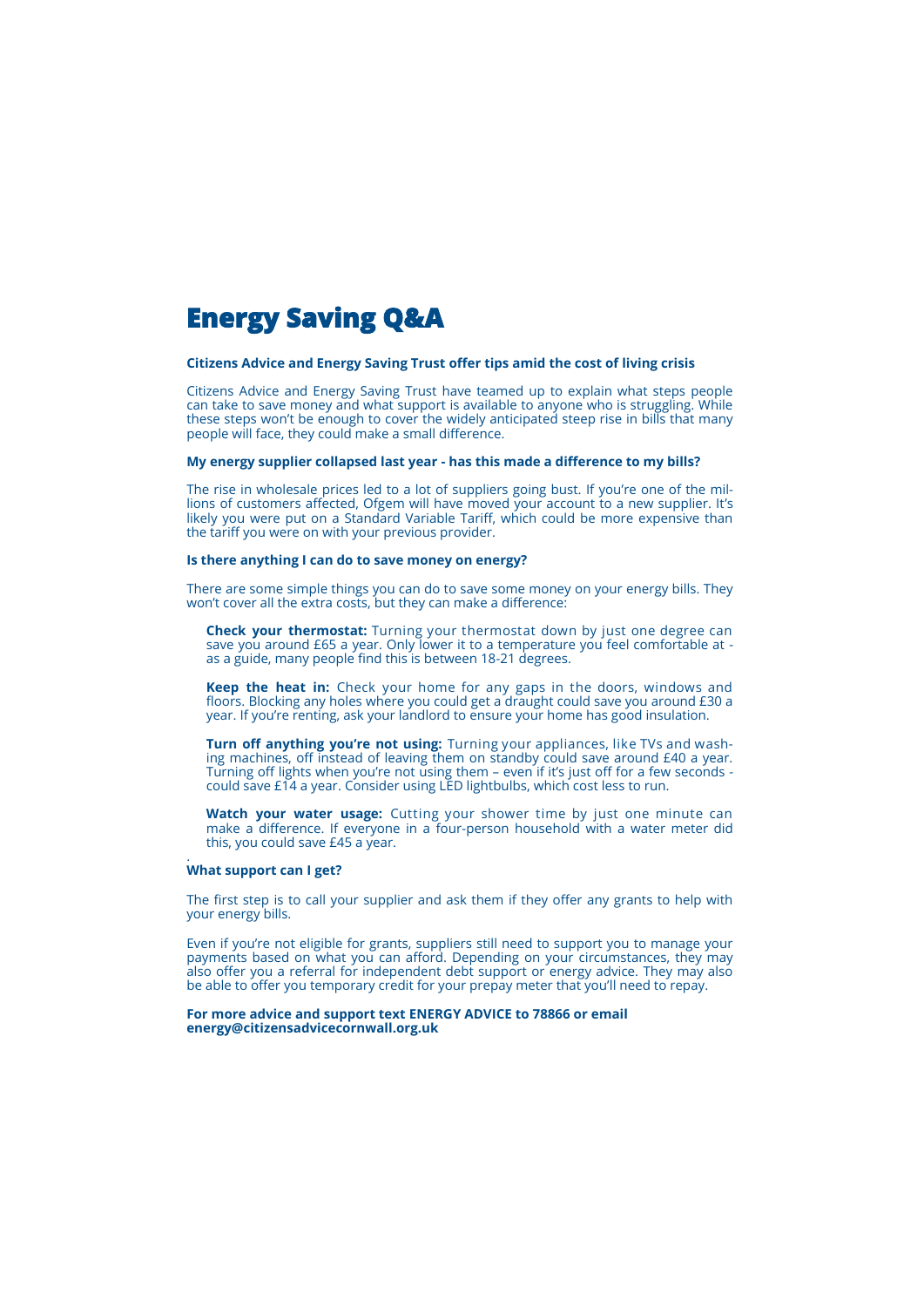# Energy Saving Q&A

**Citizens Advice and Energy Saving Trust offer tips amid the cost of living crisis**

Citizens Advice and Energy Saving Trust have teamed up to explain what steps people can take to save money and what support is available to anyone who is struggling. While these steps won't be enough to cover the widely anticipated steep rise in bills that many people will face, they could make a small difference.

**My energy supplier collapsed last year - has this made a difference to my bills?**

The rise in wholesale prices led to a lot of suppliers going bust. If you're one of the millions of customers affected, Ofgem will have moved your account to a new supplier. It's likely you were put on a Standard Variable Tariff, which could be more expensive than the tariff you were on with your previous provider.

**Is there anything I can do to save money on energy?**

There are some simple things you can do to save some money on your energy bills. They won't cover all the extra costs, but they can make a difference:

**Check your thermostat:** Turning your thermostat down by just one degree can save you around £65 a year. Only lower it to a temperature you feel comfortable at - as a guide, many people find this is between 18-21 degrees.

**Keep the heat in:** Check your home for any gaps in the doors, windows and floors. Blocking any holes where you could get a draught could save you around £30 a year. If you're renting, ask your landlord to ensure your home has good insulation.

**Turn off anything you're not using:** Turning your appliances, like TVs and washing machines, off instead of leaving them on standby could save around £40 a year. Turning off lights when you're not using them – even if it's just off for a few seconds - could save £14 a year. Consider using LED lightbulbs, which cost less to run.

**Watch your water usage:** Cutting your shower time by just one minute can make a difference. If everyone in a four-person household with a water meter did this, you could save £45 a year.

**What support can I get?**

The first step is to call your supplier and ask them if they offer any grants to help with your energy bills.

Even if you're not eligible for grants, suppliers still need to support you to manage your payments based on what you can afford. Depending on your circumstances, they may also offer you a referral for independent debt support or energy advice. They may also be able to offer you temporary credit for your prepay meter that you'll need to repay.

**For more advice and support text ENERGY ADVICE to 78866 or email energy@citizensadvicecornwall.org.uk**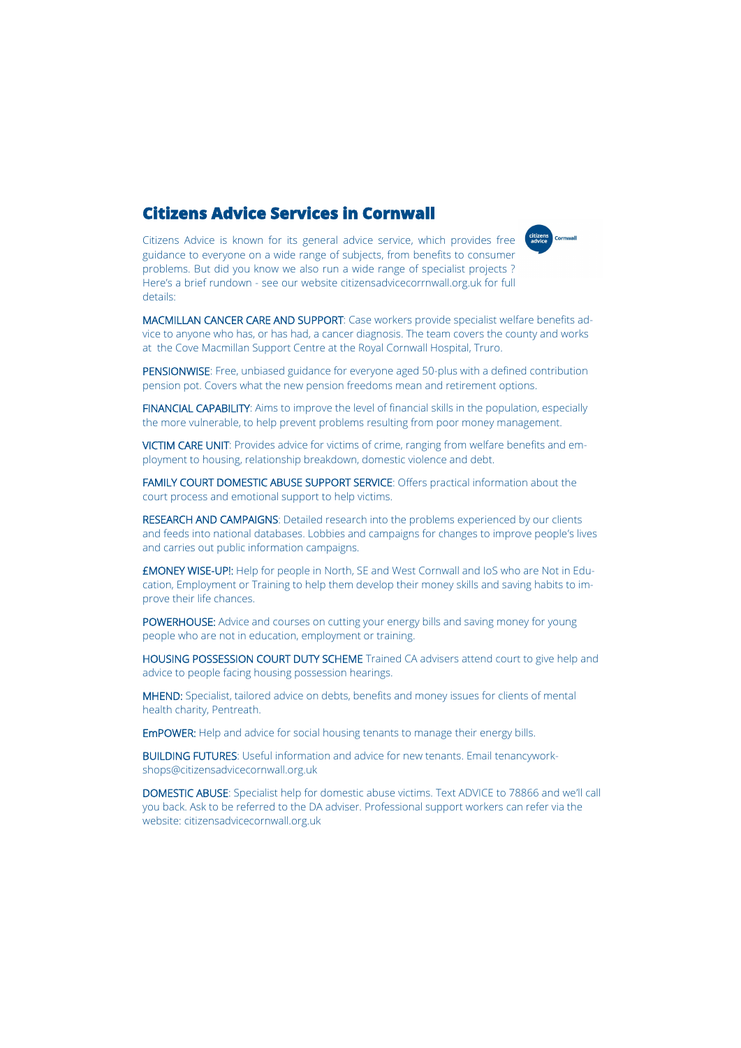## Citizens Advice Services in Cornwall

Citizens Advice is known for its general advice service, which provides free guidance to everyone on a wide range of subjects, from benefits to consumer problems. But did you know we also run a wide range of specialist projects ? Here's a brief rundown - see our website citizensadvicecorrnwall.org.uk for full details:

**MACMILLAN CANCER CARE AND SUPPORT**: Case workers provide specialist welfare benefits advice to anyone who has, or has had, a cancer diagnosis. The team covers the county and works at the Cove Macmillan Support Centre at the Royal Cornwall Hospital, Truro.

**PENSIONWISE**: Free, unbiased guidance for everyone aged 50-plus with a defined contribution pension pot. Covers what the new pension freedoms mean and retirement options.

**FINANCIAL CAPABILITY**: Aims to improve the level of financial skills in the population, especially the more vulnerable, to help prevent problems resulting from poor money management.

**VICTIM CARE UNIT**: Provides advice for victims of crime, ranging from welfare benefits and employment to housing, relationship breakdown, domestic violence and debt.

**FAMILY COURT DOMESTIC ABUSE SUPPORT SERVICE**: Offers practical information about the court process and emotional support to help victims.

**RESEARCH AND CAMPAIGNS**: Detailed research into the problems experienced by our clients and feeds into national databases. Lobbies and campaigns for changes to improve people's lives and carries out public information campaigns.

**£MONEY WISE-UP!:** Help for people in North, SE and West Cornwall and IoS who are Not in Education, Employment or Training to help them develop their money skills and saving habits to improve their life chances.

**POWERHOUSE:** Advice and courses on cutting your energy bills and saving money for young people who are not in education, employment or training.

**HOUSING POSSESSION COURT DUTY SCHEME** Trained CA advisers attend court to give help and advice to people facing housing possession hearings.

**MHEND:** Specialist, tailored advice on debts, benefits and money issues for clients of mental health charity, Pentreath.

**EmPOWER:** Help and advice for social housing tenants to manage their energy bills.

**BUILDING FUTURES**: Useful information and advice for new tenants. Email tenancyworkshops@citizensadvicecornwall.org.uk

**DOMESTIC ABUSE**: Specialist help for domestic abuse victims. Text ADVICE to 78866 and we'll call you back. Ask to be referred to the DA adviser. Professional support workers can refer via the website: citizensadvicecornwall.org.uk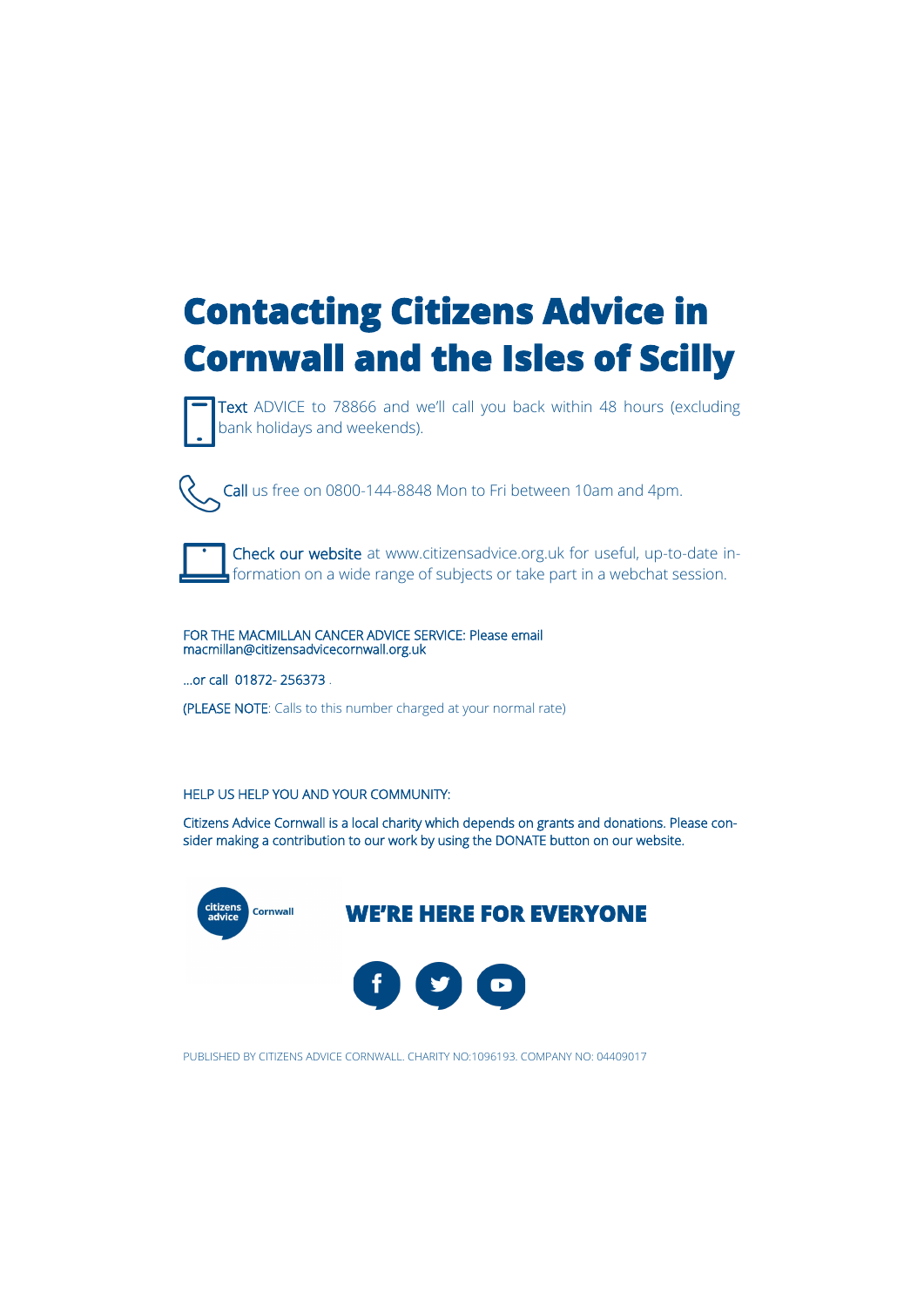# Contacting Citizens Advice in Cornwall and the Isles of Scilly

**Text** ADVICE to 78866 and we'll call you back within 48 hours (excluding bank holidays and weekends).

**Call** us free on 0800-144-8848 Mon to Fri between 10am and 4pm.

**Check our website** at www.citizensadvice.org.uk for useful, up-to-date information on a wide range of subjects or take part in a webchat session.

FOR THE MACMILLAN CANCER ADVICE SERVICE: Please email macmillan@citizensadvicecornwall.org.uk

...or call 01872- 256373 .

(PLEASE NOTE: Calls to this number charged at your normal rate)

HELP US HELP YOU AND YOUR COMMUNITY:

Citizens Advice Cornwall is a local charity which depends on grants and donations. Please consider making a contribution to our work by using the DONATE button on our website.

citizens advice Cornwall

**WE'RE HERE FOR EVERYONE**

PUBLISHED BY CITIZENS ADVICE CORNWALL. CHARITY NO:1096193. COMPANY NO: 04409017